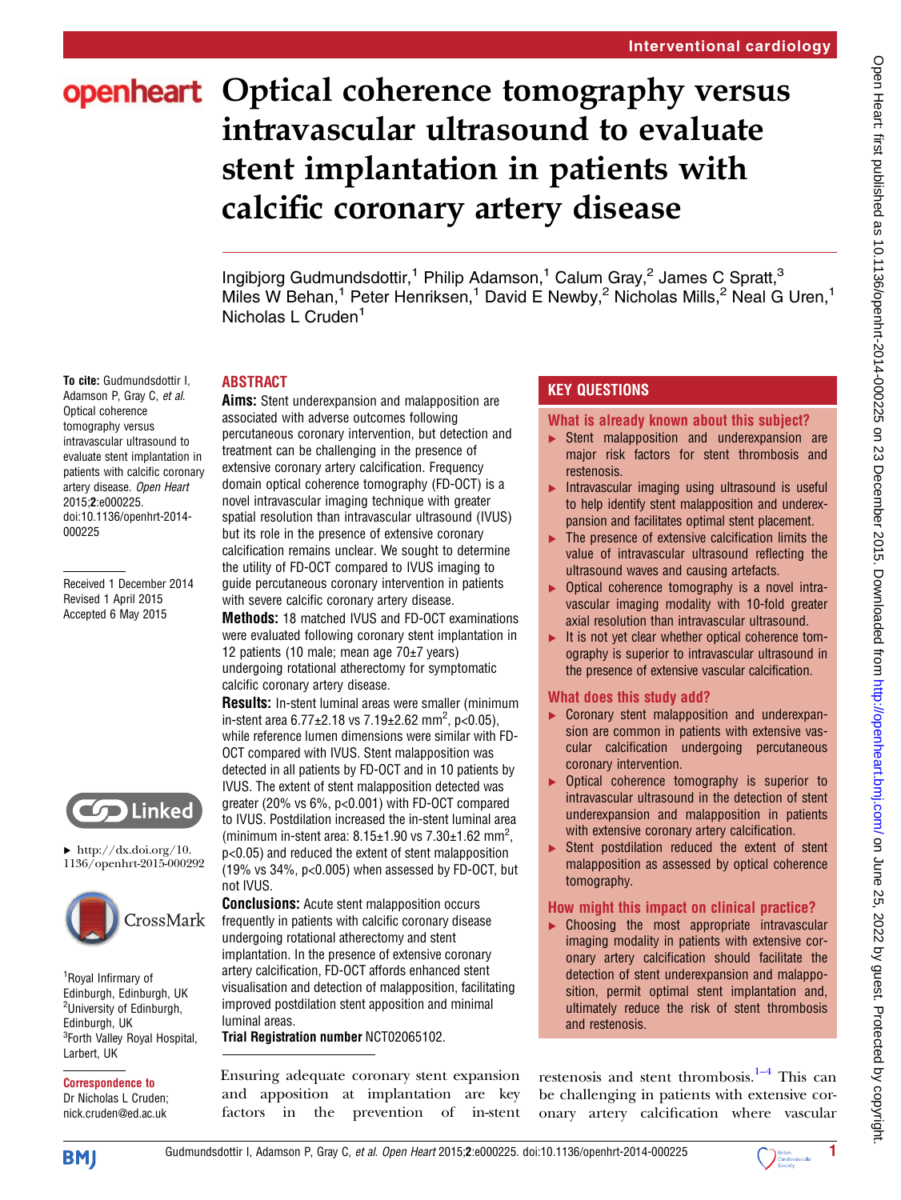# Optical coherence tomography versus intravascular ultrasound to evaluate stent implantation in patients with calcific coronary artery disease

Ingibjorg Gudmundsdottir,[1] Philip Adamson,[1] Calum Gray,[2] James C Spratt,[3] Miles W Behan,[1] Peter Henriksen,[1] David E Newby,[2] Nicholas Mills,[2] Neal G Uren,[1] Nicholas L Cruden[1]

**To cite:** Gudmundsdottir I, Adamson P, Gray C, *et al.* Optical coherence tomography versus intravascular ultrasound to evaluate stent implantation in patients with calcific coronary artery disease. *Open Heart* 2015;**2**:e000225. doi:10.1136/openhrt-2014-000225

Received 1 December 2014
Revised 1 April 2015
Accepted 6 May 2015

▸ http://dx.doi.org/10.1136/openhrt-2015-000292

[1]Royal Infirmary of Edinburgh, Edinburgh, UK
[2]University of Edinburgh, Edinburgh, UK
[3]Forth Valley Royal Hospital, Larbert, UK

**Correspondence to**
Dr Nicholas L Cruden; nick.cruden@ed.ac.uk

## ABSTRACT

**Aims:** Stent underexpansion and malapposition are associated with adverse outcomes following percutaneous coronary intervention, but detection and treatment can be challenging in the presence of extensive coronary artery calcification. Frequency domain optical coherence tomography (FD-OCT) is a novel intravascular imaging technique with greater spatial resolution than intravascular ultrasound (IVUS) but its role in the presence of extensive coronary calcification remains unclear. We sought to determine the utility of FD-OCT compared to IVUS imaging to guide percutaneous coronary intervention in patients with severe calcific coronary artery disease.

**Methods:** 18 matched IVUS and FD-OCT examinations were evaluated following coronary stent implantation in 12 patients (10 male; mean age 70±7 years) undergoing rotational atherectomy for symptomatic calcific coronary artery disease.

**Results:** In-stent luminal areas were smaller (minimum in-stent area 6.77±2.18 vs 7.19±2.62 mm$^2$, $p<0.05$), while reference lumen dimensions were similar with FD-OCT compared with IVUS. Stent malapposition was detected in all patients by FD-OCT and in 10 patients by IVUS. The extent of stent malapposition detected was greater (20% vs 6%, $p<0.001$) with FD-OCT compared to IVUS. Postdilation increased the in-stent luminal area (minimum in-stent area: 8.15±1.90 vs 7.30±1.62 mm$^2$, $p<0.05$) and reduced the extent of stent malapposition (19% vs 34%, $p<0.005$) when assessed by FD-OCT, but not IVUS.

**Conclusions:** Acute stent malapposition occurs frequently in patients with calcific coronary disease undergoing rotational atherectomy and stent implantation. In the presence of extensive coronary artery calcification, FD-OCT affords enhanced stent visualisation and detection of malapposition, facilitating improved postdilation stent apposition and minimal luminal areas.

**Trial Registration number** NCT02065102.

## KEY QUESTIONS

### What is already known about this subject?

- Stent malapposition and underexpansion are major risk factors for stent thrombosis and restenosis.
- Intravascular imaging using ultrasound is useful to help identify stent malapposition and underexpansion and facilitates optimal stent placement.
- The presence of extensive calcification limits the value of intravascular ultrasound reflecting the ultrasound waves and causing artefacts.
- Optical coherence tomography is a novel intravascular imaging modality with 10-fold greater axial resolution than intravascular ultrasound.
- It is not yet clear whether optical coherence tomography is superior to intravascular ultrasound in the presence of extensive vascular calcification.

### What does this study add?

- Coronary stent malapposition and underexpansion are common in patients with extensive vascular calcification undergoing percutaneous coronary intervention.
- Optical coherence tomography is superior to intravascular ultrasound in the detection of stent underexpansion and malapposition in patients with extensive coronary artery calcification.
- Stent postdilation reduced the extent of stent malapposition as assessed by optical coherence tomography.

### How might this impact on clinical practice?

- Choosing the most appropriate intravascular imaging modality in patients with extensive coronary artery calcification should facilitate the detection of stent underexpansion and malapposition, permit optimal stent implantation and, ultimately reduce the risk of stent thrombosis and restenosis.

Ensuring adequate coronary stent expansion and apposition at implantation are key factors in the prevention of in-stent restenosis and stent thrombosis.[1–4] This can be challenging in patients with extensive coronary artery calcification where vascular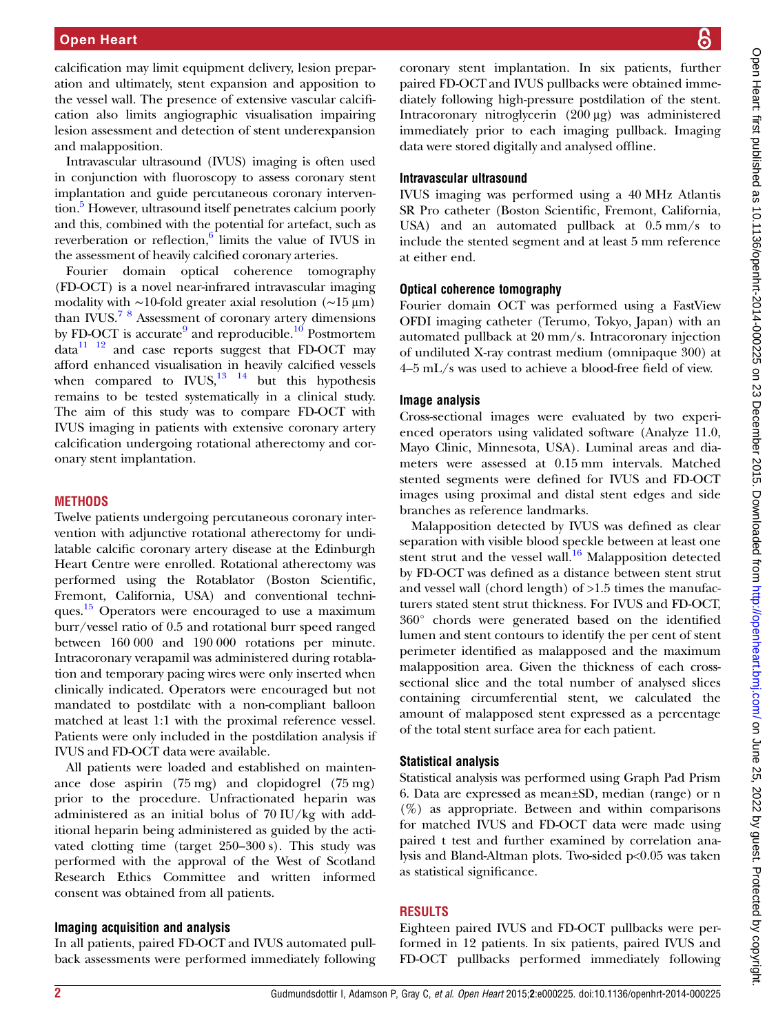calcification may limit equipment delivery, lesion preparation and ultimately, stent expansion and apposition to the vessel wall. The presence of extensive vascular calcification also limits angiographic visualisation impairing lesion assessment and detection of stent underexpansion and malapposition.

Intravascular ultrasound (IVUS) imaging is often used in conjunction with fluoroscopy to assess coronary stent implantation and guide percutaneous coronary intervention.[5] However, ultrasound itself penetrates calcium poorly and this, combined with the potential for artefact, such as reverberation or reflection,[6] limits the value of IVUS in the assessment of heavily calcified coronary arteries.

Fourier domain optical coherence tomography (FD-OCT) is a novel near-infrared intravascular imaging modality with ~10-fold greater axial resolution (~15 µm) than IVUS.[7 8] Assessment of coronary artery dimensions by FD-OCT is accurate[9] and reproducible.[10] Postmortem data[11 12] and case reports suggest that FD-OCT may afford enhanced visualisation in heavily calcified vessels when compared to IVUS,[13 14] but this hypothesis remains to be tested systematically in a clinical study. The aim of this study was to compare FD-OCT with IVUS imaging in patients with extensive coronary artery calcification undergoing rotational atherectomy and coronary stent implantation.

## METHODS

Twelve patients undergoing percutaneous coronary intervention with adjunctive rotational atherectomy for undilatable calcific coronary artery disease at the Edinburgh Heart Centre were enrolled. Rotational atherectomy was performed using the Rotablator (Boston Scientific, Fremont, California, USA) and conventional techniques.[15] Operators were encouraged to use a maximum burr/vessel ratio of 0.5 and rotational burr speed ranged between 160 000 and 190 000 rotations per minute. Intracoronary verapamil was administered during rotablation and temporary pacing wires were only inserted when clinically indicated. Operators were encouraged but not mandated to postdilate with a non-compliant balloon matched at least 1:1 with the proximal reference vessel. Patients were only included in the postdilation analysis if IVUS and FD-OCT data were available.

All patients were loaded and established on maintenance dose aspirin (75 mg) and clopidogrel (75 mg) prior to the procedure. Unfractionated heparin was administered as an initial bolus of 70 IU/kg with additional heparin being administered as guided by the activated clotting time (target 250–300 s). This study was performed with the approval of the West of Scotland Research Ethics Committee and written informed consent was obtained from all patients.

### Imaging acquisition and analysis

In all patients, paired FD-OCT and IVUS automated pullback assessments were performed immediately following coronary stent implantation. In six patients, further paired FD-OCT and IVUS pullbacks were obtained immediately following high-pressure postdilation of the stent. Intracoronary nitroglycerin (200 µg) was administered immediately prior to each imaging pullback. Imaging data were stored digitally and analysed offline.

### Intravascular ultrasound

IVUS imaging was performed using a 40 MHz Atlantis SR Pro catheter (Boston Scientific, Fremont, California, USA) and an automated pullback at 0.5 mm/s to include the stented segment and at least 5 mm reference at either end.

### Optical coherence tomography

Fourier domain OCT was performed using a FastView OFDI imaging catheter (Terumo, Tokyo, Japan) with an automated pullback at 20 mm/s. Intracoronary injection of undiluted X-ray contrast medium (omnipaque 300) at 4–5 mL/s was used to achieve a blood-free field of view.

### Image analysis

Cross-sectional images were evaluated by two experienced operators using validated software (Analyze 11.0, Mayo Clinic, Minnesota, USA). Luminal areas and diameters were assessed at 0.15 mm intervals. Matched stented segments were defined for IVUS and FD-OCT images using proximal and distal stent edges and side branches as reference landmarks.

Malapposition detected by IVUS was defined as clear separation with visible blood speckle between at least one stent strut and the vessel wall.[16] Malapposition detected by FD-OCT was defined as a distance between stent strut and vessel wall (chord length) of >1.5 times the manufacturers stated stent strut thickness. For IVUS and FD-OCT, 360° chords were generated based on the identified lumen and stent contours to identify the per cent of stent perimeter identified as malapposed and the maximum malapposition area. Given the thickness of each cross-sectional slice and the total number of analysed slices containing circumferential stent, we calculated the amount of malapposed stent expressed as a percentage of the total stent surface area for each patient.

### Statistical analysis

Statistical analysis was performed using Graph Pad Prism 6. Data are expressed as mean±SD, median (range) or n (%) as appropriate. Between and within comparisons for matched IVUS and FD-OCT data were made using paired t test and further examined by correlation analysis and Bland-Altman plots. Two-sided $p<0.05$ was taken as statistical significance.

## RESULTS

Eighteen paired IVUS and FD-OCT pullbacks were performed in 12 patients. In six patients, paired IVUS and FD-OCT pullbacks performed immediately following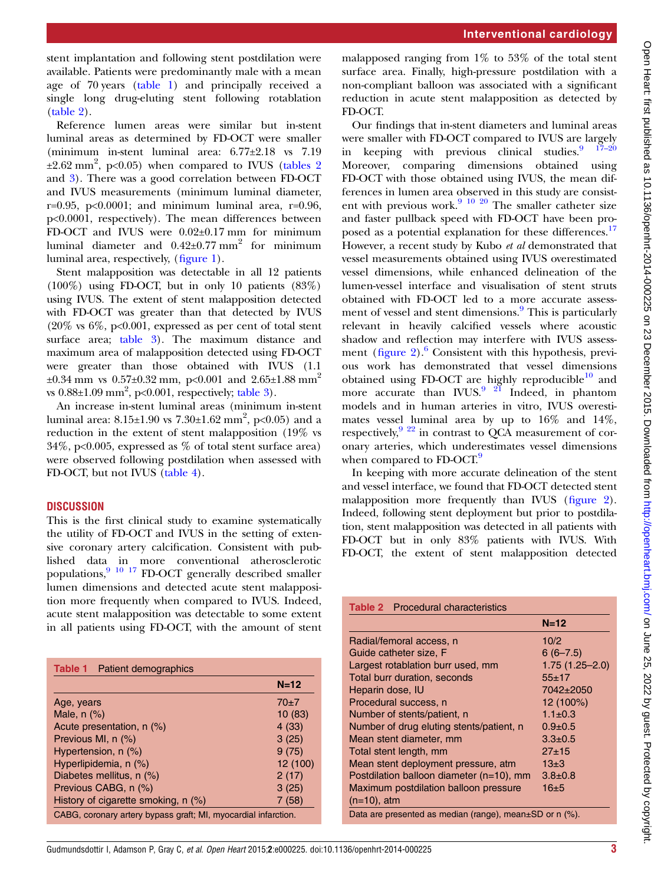stent implantation and following stent postdilation were available. Patients were predominantly male with a mean age of 70 years (table 1) and principally received a single long drug-eluting stent following rotablation (table 2).

Reference lumen areas were similar but in-stent luminal areas as determined by FD-OCT were smaller (minimum in-stent luminal area: 6.77±2.18 vs 7.19 ±2.62 mm$^2$, p<0.05) when compared to IVUS (tables 2 and 3). There was a good correlation between FD-OCT and IVUS measurements (minimum luminal diameter, r=0.95, p<0.0001; and minimum luminal area, r=0.96, p<0.0001, respectively). The mean differences between FD-OCT and IVUS were 0.02±0.17 mm for minimum luminal diameter and 0.42±0.77 mm$^2$ for minimum luminal area, respectively, (figure 1).

Stent malapposition was detectable in all 12 patients (100%) using FD-OCT, but in only 10 patients (83%) using IVUS. The extent of stent malapposition detected with FD-OCT was greater than that detected by IVUS (20% vs 6%, p<0.001, expressed as per cent of total stent surface area; table 3). The maximum distance and maximum area of malapposition detected using FD-OCT were greater than those obtained with IVUS (1.1 ±0.34 mm vs 0.57±0.32 mm, p<0.001 and 2.65±1.88 mm$^2$ vs 0.88±1.09 mm$^2$, p<0.001, respectively; table 3).

An increase in-stent luminal areas (minimum in-stent luminal area: 8.15±1.90 vs 7.30±1.62 mm$^2$, p<0.05) and a reduction in the extent of stent malapposition (19% vs 34%, p<0.005, expressed as % of total stent surface area) were observed following postdilation when assessed with FD-OCT, but not IVUS (table 4).

## DISCUSSION

This is the first clinical study to examine systematically the utility of FD-OCT and IVUS in the setting of extensive coronary artery calcification. Consistent with published data in more conventional atherosclerotic populations,[9 10 17] FD-OCT generally described smaller lumen dimensions and detected acute stent malapposition more frequently when compared to IVUS. Indeed, acute stent malapposition was detectable to some extent in all patients using FD-OCT, with the amount of stent malapposed ranging from 1% to 53% of the total stent surface area. Finally, high-pressure postdilation with a non-compliant balloon was associated with a significant reduction in acute stent malapposition as detected by FD-OCT.

Our findings that in-stent diameters and luminal areas were smaller with FD-OCT compared to IVUS are largely in keeping with previous clinical studies.[9 17–20] Moreover, comparing dimensions obtained using FD-OCT with those obtained using IVUS, the mean differences in lumen area observed in this study are consistent with previous work.[9 10 20] The smaller catheter size and faster pullback speed with FD-OCT have been proposed as a potential explanation for these differences.[17] However, a recent study by Kubo *et al* demonstrated that vessel measurements obtained using IVUS overestimated vessel dimensions, while enhanced delineation of the lumen-vessel interface and visualisation of stent struts obtained with FD-OCT led to a more accurate assessment of vessel and stent dimensions.[9] This is particularly relevant in heavily calcified vessels where acoustic shadow and reflection may interfere with IVUS assessment (figure 2).[6] Consistent with this hypothesis, previous work has demonstrated that vessel dimensions obtained using FD-OCT are highly reproducible[10] and more accurate than IVUS.[9 21] Indeed, in phantom models and in human arteries in vitro, IVUS overestimates vessel luminal area by up to 16% and 14%, respectively,[9 22] in contrast to QCA measurement of coronary arteries, which underestimates vessel dimensions when compared to FD-OCT.[9]

In keeping with more accurate delineation of the stent and vessel interface, we found that FD-OCT detected stent malapposition more frequently than IVUS (figure 2). Indeed, following stent deployment but prior to postdilation, stent malapposition was detected in all patients with FD-OCT but in only 83% patients with IVUS. With FD-OCT, the extent of stent malapposition detected

**Table 1** Patient demographics

| | N=12 |
|---|---|
| Age, years | 70±7 |
| Male, n (%) | 10 (83) |
| Acute presentation, n (%) | 4 (33) |
| Previous MI, n (%) | 3 (25) |
| Hypertension, n (%) | 9 (75) |
| Hyperlipidemia, n (%) | 12 (100) |
| Diabetes mellitus, n (%) | 2 (17) |
| Previous CABG, n (%) | 3 (25) |
| History of cigarette smoking, n (%) | 7 (58) |

CABG, coronary artery bypass graft; MI, myocardial infarction.

**Table 2** Procedural characteristics

| | N=12 |
|---|---|
| Radial/femoral access, n | 10/2 |
| Guide catheter size, F | 6 (6–7.5) |
| Largest rotablation burr used, mm | 1.75 (1.25–2.0) |
| Total burr duration, seconds | 55±17 |
| Heparin dose, IU | 7042±2050 |
| Procedural success, n | 12 (100%) |
| Number of stents/patient, n | 1.1±0.3 |
| Number of drug eluting stents/patient, n | 0.9±0.5 |
| Mean stent diameter, mm | 3.3±0.5 |
| Total stent length, mm | 27±15 |
| Mean stent deployment pressure, atm | 13±3 |
| Postdilation balloon diameter (n=10), mm | 3.8±0.8 |
| Maximum postdilation balloon pressure (n=10), atm | 16±5 |

Data are presented as median (range), mean±SD or n (%).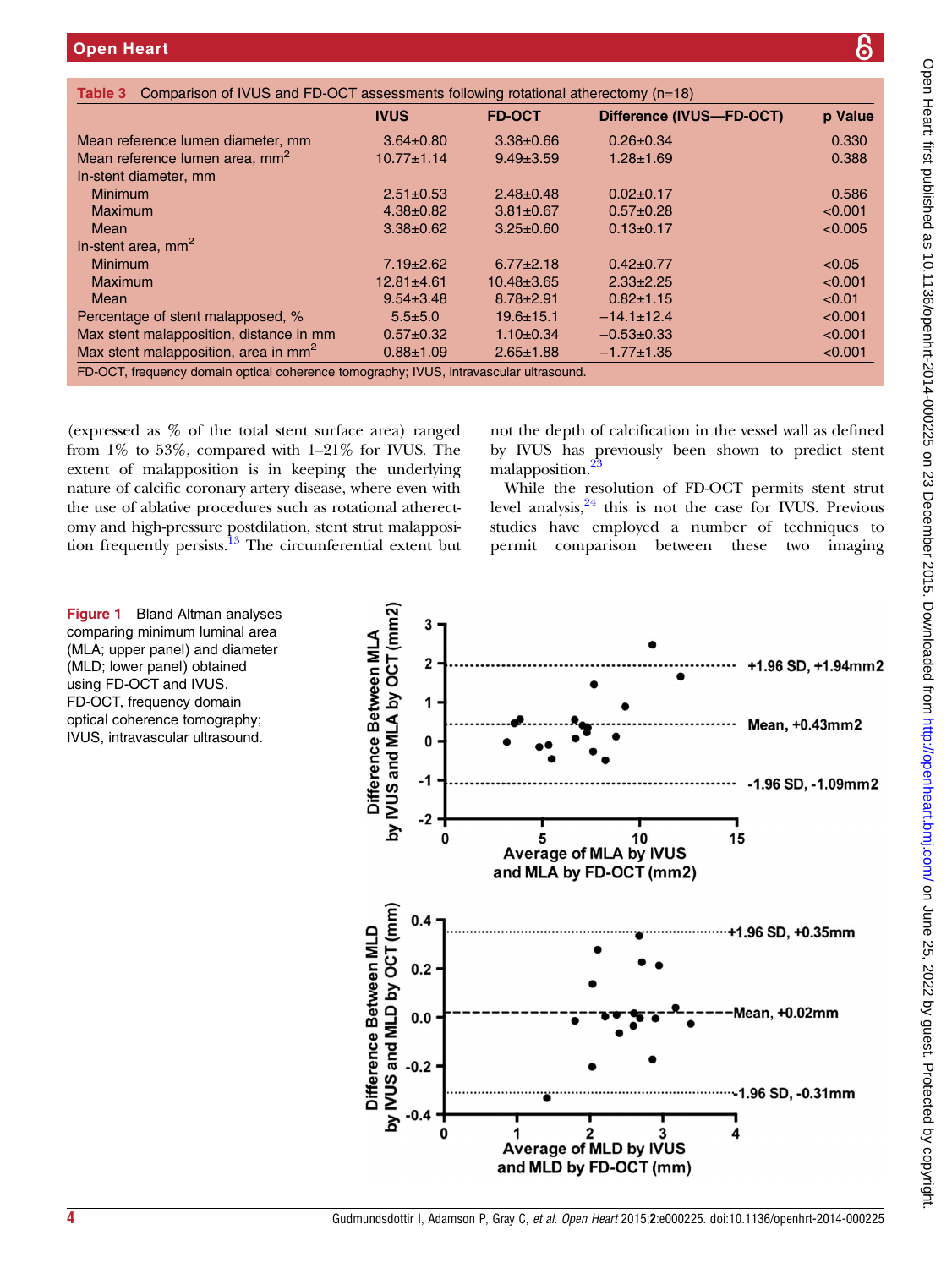**Table 3** Comparison of IVUS and FD-OCT assessments following rotational atherectomy (n=18)

| | IVUS | FD-OCT | Difference (IVUS—FD-OCT) | p Value |
|---|---|---|---|---|
| Mean reference lumen diameter, mm | 3.64±0.80 | 3.38±0.66 | 0.26±0.34 | 0.330 |
| Mean reference lumen area, mm$^2$ | 10.77±1.14 | 9.49±3.59 | 1.28±1.69 | 0.388 |
| In-stent diameter, mm | | | | |
| Minimum | 2.51±0.53 | 2.48±0.48 | 0.02±0.17 | 0.586 |
| Maximum | 4.38±0.82 | 3.81±0.67 | 0.57±0.28 | <0.001 |
| Mean | 3.38±0.62 | 3.25±0.60 | 0.13±0.17 | <0.005 |
| In-stent area, mm$^2$ | | | | |
| Minimum | 7.19±2.62 | 6.77±2.18 | 0.42±0.77 | <0.05 |
| Maximum | 12.81±4.61 | 10.48±3.65 | 2.33±2.25 | <0.001 |
| Mean | 9.54±3.48 | 8.78±2.91 | 0.82±1.15 | <0.01 |
| Percentage of stent malapposed, % | 5.5±5.0 | 19.6±15.1 | −14.1±12.4 | <0.001 |
| Max stent malapposition, distance in mm | 0.57±0.32 | 1.10±0.34 | −0.53±0.33 | <0.001 |
| Max stent malapposition, area in mm$^2$ | 0.88±1.09 | 2.65±1.88 | −1.77±1.35 | <0.001 |

FD-OCT, frequency domain optical coherence tomography; IVUS, intravascular ultrasound.

(expressed as % of the total stent surface area) ranged from 1% to 53%, compared with 1–21% for IVUS. The extent of malapposition is in keeping the underlying nature of calcific coronary artery disease, where even with the use of ablative procedures such as rotational atherectomy and high-pressure postdilation, stent strut malapposition frequently persists.[13] The circumferential extent but not the depth of calcification in the vessel wall as defined by IVUS has previously been shown to predict stent malapposition.[23]

While the resolution of FD-OCT permits stent strut level analysis,[24] this is not the case for IVUS. Previous studies have employed a number of techniques to permit comparison between these two imaging

**Figure 1** Bland Altman analyses comparing minimum luminal area (MLA; upper panel) and diameter (MLD; lower panel) obtained using FD-OCT and IVUS. FD-OCT, frequency domain optical coherence tomography; IVUS, intravascular ultrasound.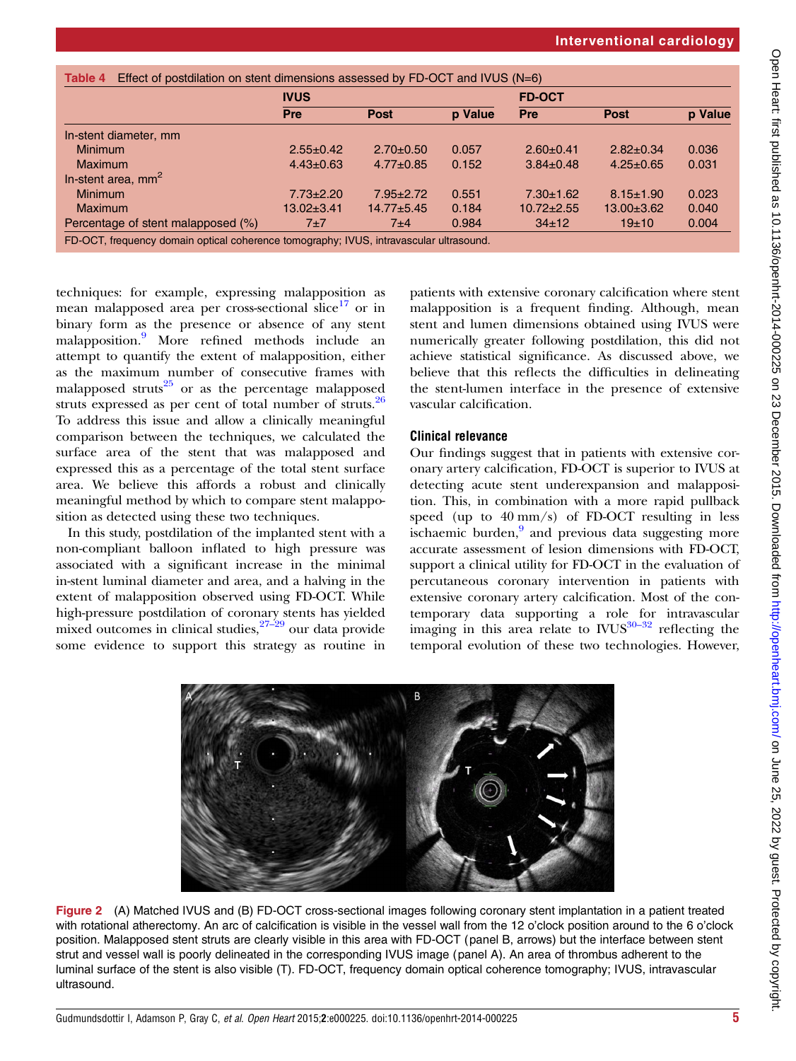**Table 4** Effect of postdilation on stent dimensions assessed by FD-OCT and IVUS (N=6)

| | IVUS | | | FD-OCT | | |
|---|---|---|---|---|---|---|
| | Pre | Post | p Value | Pre | Post | p Value |
| In-stent diameter, mm | | | | | | |
| Minimum | 2.55±0.42 | 2.70±0.50 | 0.057 | 2.60±0.41 | 2.82±0.34 | 0.036 |
| Maximum | 4.43±0.63 | 4.77±0.85 | 0.152 | 3.84±0.48 | 4.25±0.65 | 0.031 |
| In-stent area, mm$^2$ | | | | | | |
| Minimum | 7.73±2.20 | 7.95±2.72 | 0.551 | 7.30±1.62 | 8.15±1.90 | 0.023 |
| Maximum | 13.02±3.41 | 14.77±5.45 | 0.184 | 10.72±2.55 | 13.00±3.62 | 0.040 |
| Percentage of stent malapposed (%) | 7±7 | 7±4 | 0.984 | 34±12 | 19±10 | 0.004 |

FD-OCT, frequency domain optical coherence tomography; IVUS, intravascular ultrasound.

techniques: for example, expressing malapposition as mean malapposed area per cross-sectional slice[17] or in binary form as the presence or absence of any stent malapposition.[9] More refined methods include an attempt to quantify the extent of malapposition, either as the maximum number of consecutive frames with malapposed struts[25] or as the percentage malapposed struts expressed as per cent of total number of struts.[26] To address this issue and allow a clinically meaningful comparison between the techniques, we calculated the surface area of the stent that was malapposed and expressed this as a percentage of the total stent surface area. We believe this affords a robust and clinically meaningful method by which to compare stent malapposition as detected using these two techniques.

In this study, postdilation of the implanted stent with a non-compliant balloon inflated to high pressure was associated with a significant increase in the minimal in-stent luminal diameter and area, and a halving in the extent of malapposition observed using FD-OCT. While high-pressure postdilation of coronary stents has yielded mixed outcomes in clinical studies,[27–29] our data provide some evidence to support this strategy as routine in patients with extensive coronary calcification where stent malapposition is a frequent finding. Although, mean stent and lumen dimensions obtained using IVUS were numerically greater following postdilation, this did not achieve statistical significance. As discussed above, we believe that this reflects the difficulties in delineating the stent-lumen interface in the presence of extensive vascular calcification.

## Clinical relevance

Our findings suggest that in patients with extensive coronary artery calcification, FD-OCT is superior to IVUS at detecting acute stent underexpansion and malapposition. This, in combination with a more rapid pullback speed (up to 40 mm/s) of FD-OCT resulting in less ischaemic burden,[9] and previous data suggesting more accurate assessment of lesion dimensions with FD-OCT, support a clinical utility for FD-OCT in the evaluation of percutaneous coronary intervention in patients with extensive coronary artery calcification. Most of the contemporary data supporting a role for intravascular imaging in this area relate to IVUS[30–32] reflecting the temporal evolution of these two technologies. However,

**Figure 2** (A) Matched IVUS and (B) FD-OCT cross-sectional images following coronary stent implantation in a patient treated with rotational atherectomy. An arc of calcification is visible in the vessel wall from the 12 o'clock position around to the 6 o'clock position. Malapposed stent struts are clearly visible in this area with FD-OCT (panel B, arrows) but the interface between stent strut and vessel wall is poorly delineated in the corresponding IVUS image (panel A). An area of thrombus adherent to the luminal surface of the stent is also visible (T). FD-OCT, frequency domain optical coherence tomography; IVUS, intravascular ultrasound.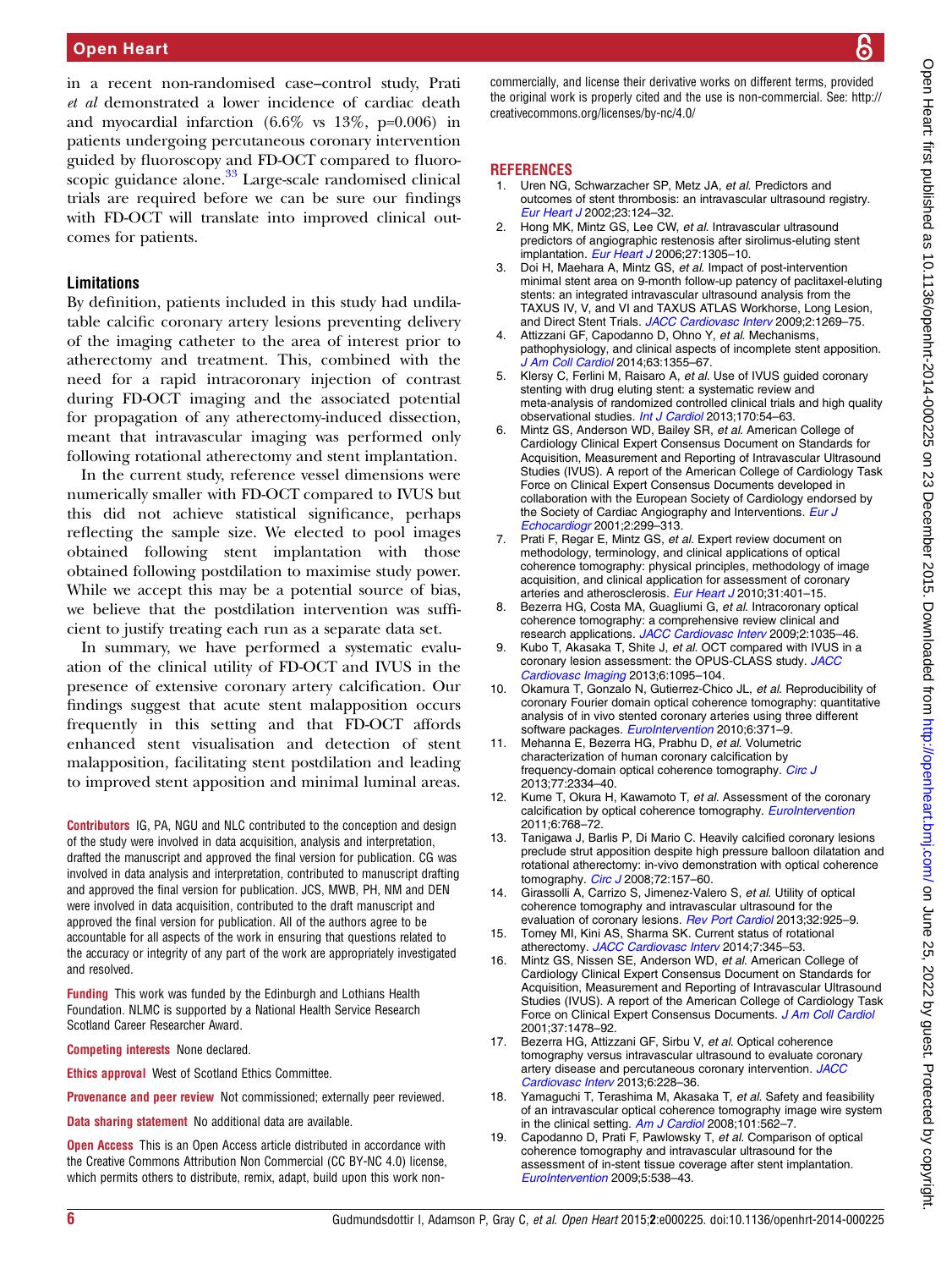in a recent non-randomised case–control study, Prati *et al* demonstrated a lower incidence of cardiac death and myocardial infarction (6.6% vs 13%, p=0.006) in patients undergoing percutaneous coronary intervention guided by fluoroscopy and FD-OCT compared to fluoroscopic guidance alone.[33] Large-scale randomised clinical trials are required before we can be sure our findings with FD-OCT will translate into improved clinical outcomes for patients.

### Limitations

By definition, patients included in this study had undilatable calcific coronary artery lesions preventing delivery of the imaging catheter to the area of interest prior to atherectomy and treatment. This, combined with the need for a rapid intracoronary injection of contrast during FD-OCT imaging and the associated potential for propagation of any atherectomy-induced dissection, meant that intravascular imaging was performed only following rotational atherectomy and stent implantation.

In the current study, reference vessel dimensions were numerically smaller with FD-OCT compared to IVUS but this did not achieve statistical significance, perhaps reflecting the sample size. We elected to pool images obtained following stent implantation with those obtained following postdilation to maximise study power. While we accept this may be a potential source of bias, we believe that the postdilation intervention was sufficient to justify treating each run as a separate data set.

In summary, we have performed a systematic evaluation of the clinical utility of FD-OCT and IVUS in the presence of extensive coronary artery calcification. Our findings suggest that acute stent malapposition occurs frequently in this setting and that FD-OCT affords enhanced stent visualisation and detection of stent malapposition, facilitating stent postdilation and leading to improved stent apposition and minimal luminal areas.

**Contributors** IG, PA, NGU and NLC contributed to the conception and design of the study were involved in data acquisition, analysis and interpretation, drafted the manuscript and approved the final version for publication. CG was involved in data analysis and interpretation, contributed to manuscript drafting and approved the final version for publication. JCS, MWB, PH, NM and DEN were involved in data acquisition, contributed to the draft manuscript and approved the final version for publication. All of the authors agree to be accountable for all aspects of the work in ensuring that questions related to the accuracy or integrity of any part of the work are appropriately investigated and resolved.

**Funding** This work was funded by the Edinburgh and Lothians Health Foundation. NLMC is supported by a National Health Service Research Scotland Career Researcher Award.

**Competing interests** None declared.

**Ethics approval** West of Scotland Ethics Committee.

**Provenance and peer review** Not commissioned; externally peer reviewed.

**Data sharing statement** No additional data are available.

**Open Access** This is an Open Access article distributed in accordance with the Creative Commons Attribution Non Commercial (CC BY-NC 4.0) license, which permits others to distribute, remix, adapt, build upon this work non-commercially, and license their derivative works on different terms, provided the original work is properly cited and the use is non-commercial. See: http://creativecommons.org/licenses/by-nc/4.0/

## REFERENCES

1. Uren NG, Schwarzacher SP, Metz JA, *et al*. Predictors and outcomes of stent thrombosis: an intravascular ultrasound registry. *Eur Heart J* 2002;23:124–32.
2. Hong MK, Mintz GS, Lee CW, *et al*. Intravascular ultrasound predictors of angiographic restenosis after sirolimus-eluting stent implantation. *Eur Heart J* 2006;27:1305–10.
3. Doi H, Maehara A, Mintz GS, *et al*. Impact of post-intervention minimal stent area on 9-month follow-up patency of paclitaxel-eluting stents: an integrated intravascular ultrasound analysis from the TAXUS IV, V, and VI and TAXUS ATLAS Workhorse, Long Lesion, and Direct Stent Trials. *JACC Cardiovasc Interv* 2009;2:1269–75.
4. Attizzani GF, Capodanno D, Ohno Y, *et al*. Mechanisms, pathophysiology, and clinical aspects of incomplete stent apposition. *J Am Coll Cardiol* 2014;63:1355–67.
5. Klersy C, Ferlini M, Raisaro A, *et al*. Use of IVUS guided coronary stenting with drug eluting stent: a systematic review and meta-analysis of randomized controlled clinical trials and high quality observational studies. *Int J Cardiol* 2013;170:54–63.
6. Mintz GS, Anderson WD, Bailey SR, *et al*. American College of Cardiology Clinical Expert Consensus Document on Standards for Acquisition, Measurement and Reporting of Intravascular Ultrasound Studies (IVUS). A report of the American College of Cardiology Task Force on Clinical Expert Consensus Documents developed in collaboration with the European Society of Cardiology endorsed by the Society of Cardiac Angiography and Interventions. *Eur J Echocardiogr* 2001;2:299–313.
7. Prati F, Regar E, Mintz GS, *et al*. Expert review document on methodology, terminology, and clinical applications of optical coherence tomography: physical principles, methodology of image acquisition, and clinical application for assessment of coronary arteries and atherosclerosis. *Eur Heart J* 2010;31:401–15.
8. Bezerra HG, Costa MA, Guagliumi G, *et al*. Intracoronary optical coherence tomography: a comprehensive review clinical and research applications. *JACC Cardiovasc Interv* 2009;2:1035–46.
9. Kubo T, Akasaka T, Shite J, *et al*. OCT compared with IVUS in a coronary lesion assessment: the OPUS-CLASS study. *JACC Cardiovasc Imaging* 2013;6:1095–104.
10. Okamura T, Gonzalo N, Gutierrez-Chico JL, *et al*. Reproducibility of coronary Fourier domain optical coherence tomography: quantitative analysis of in vivo stented coronary arteries using three different software packages. *EuroIntervention* 2010;6:371–9.
11. Mehanna E, Bezerra HG, Prabhu D, *et al*. Volumetric characterization of human coronary calcification by frequency-domain optical coherence tomography. *Circ J* 2013;77:2334–40.
12. Kume T, Okura H, Kawamoto T, *et al*. Assessment of the coronary calcification by optical coherence tomography. *EuroIntervention* 2011;6:768–72.
13. Tanigawa J, Barlis P, Di Mario C. Heavily calcified coronary lesions preclude strut apposition despite high pressure balloon dilatation and rotational atherectomy: in-vivo demonstration with optical coherence tomography. *Circ J* 2008;72:157–60.
14. Girassolli A, Carrizo S, Jimenez-Valero S, *et al*. Utility of optical coherence tomography and intravascular ultrasound for the evaluation of coronary lesions. *Rev Port Cardiol* 2013;32:925–9.
15. Tomey MI, Kini AS, Sharma SK. Current status of rotational atherectomy. *JACC Cardiovasc Interv* 2014;7:345–53.
16. Mintz GS, Nissen SE, Anderson WD, *et al*. American College of Cardiology Clinical Expert Consensus Document on Standards for Acquisition, Measurement and Reporting of Intravascular Ultrasound Studies (IVUS). A report of the American College of Cardiology Task Force on Clinical Expert Consensus Documents. *J Am Coll Cardiol* 2001;37:1478–92.
17. Bezerra HG, Attizzani GF, Sirbu V, *et al*. Optical coherence tomography versus intravascular ultrasound to evaluate coronary artery disease and percutaneous coronary intervention. *JACC Cardiovasc Interv* 2013;6:228–36.
18. Yamaguchi T, Terashima M, Akasaka T, *et al*. Safety and feasibility of an intravascular optical coherence tomography image wire system in the clinical setting. *Am J Cardiol* 2008;101:562–7.
19. Capodanno D, Prati F, Pawlowsky T, *et al*. Comparison of optical coherence tomography and intravascular ultrasound for the assessment of in-stent tissue coverage after stent implantation. *EuroIntervention* 2009;5:538–43.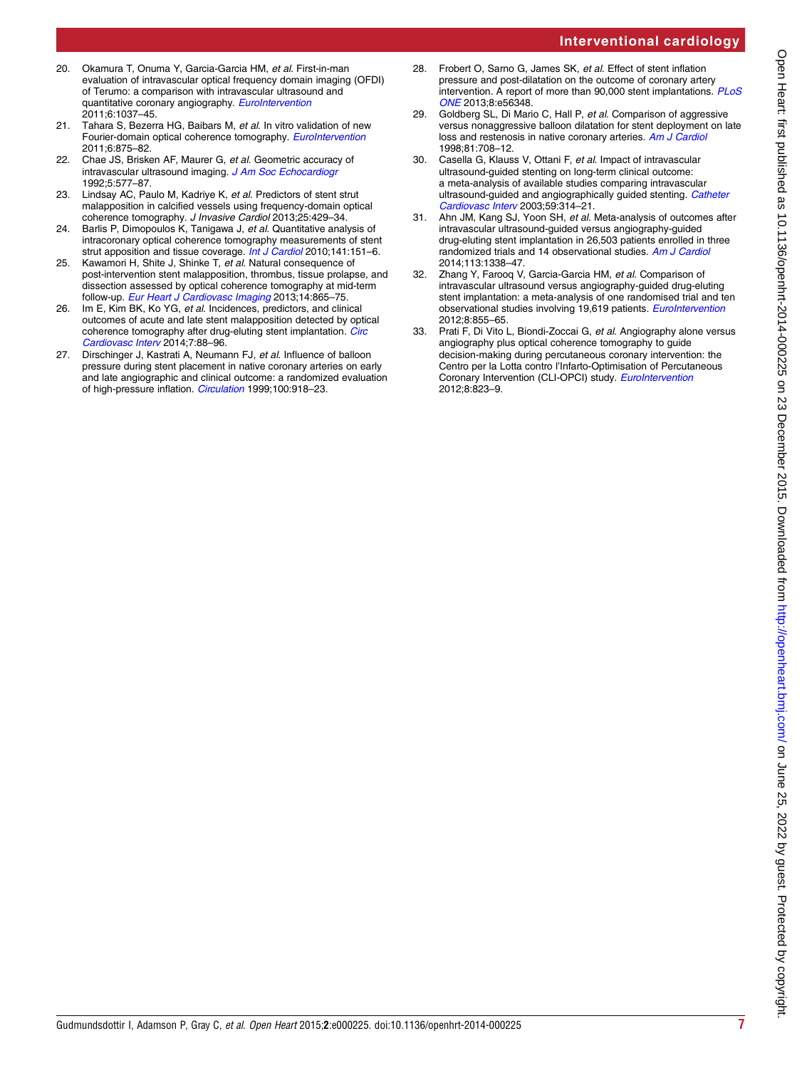20. Okamura T, Onuma Y, Garcia-Garcia HM, *et al*. First-in-man evaluation of intravascular optical frequency domain imaging (OFDI) of Terumo: a comparison with intravascular ultrasound and quantitative coronary angiography. *EuroIntervention* 2011;6:1037–45.
21. Tahara S, Bezerra HG, Baibars M, *et al*. In vitro validation of new Fourier-domain optical coherence tomography. *EuroIntervention* 2011;6:875–82.
22. Chae JS, Brisken AF, Maurer G, *et al*. Geometric accuracy of intravascular ultrasound imaging. *J Am Soc Echocardiogr* 1992;5:577–87.
23. Lindsay AC, Paulo M, Kadriye K, *et al*. Predictors of stent strut malapposition in calcified vessels using frequency-domain optical coherence tomography. *J Invasive Cardiol* 2013;25:429–34.
24. Barlis P, Dimopoulos K, Tanigawa J, *et al*. Quantitative analysis of intracoronary optical coherence tomography measurements of stent strut apposition and tissue coverage. *Int J Cardiol* 2010;141:151–6.
25. Kawamori H, Shite J, Shinke T, *et al*. Natural consequence of post-intervention stent malapposition, thrombus, tissue prolapse, and dissection assessed by optical coherence tomography at mid-term follow-up. *Eur Heart J Cardiovasc Imaging* 2013;14:865–75.
26. Im E, Kim BK, Ko YG, *et al*. Incidences, predictors, and clinical outcomes of acute and late stent malapposition detected by optical coherence tomography after drug-eluting stent implantation. *Circ Cardiovasc Interv* 2014;7:88–96.
27. Dirschinger J, Kastrati A, Neumann FJ, *et al*. Influence of balloon pressure during stent placement in native coronary arteries on early and late angiographic and clinical outcome: a randomized evaluation of high-pressure inflation. *Circulation* 1999;100:918–23.
28. Frobert O, Sarno G, James SK, *et al*. Effect of stent inflation pressure and post-dilatation on the outcome of coronary artery intervention. A report of more than 90,000 stent implantations. *PLoS ONE* 2013;8:e56348.
29. Goldberg SL, Di Mario C, Hall P, *et al*. Comparison of aggressive versus nonaggressive balloon dilatation for stent deployment on late loss and restenosis in native coronary arteries. *Am J Cardiol* 1998;81:708–12.
30. Casella G, Klauss V, Ottani F, *et al*. Impact of intravascular ultrasound-guided stenting on long-term clinical outcome: a meta-analysis of available studies comparing intravascular ultrasound-guided and angiographically guided stenting. *Catheter Cardiovasc Interv* 2003;59:314–21.
31. Ahn JM, Kang SJ, Yoon SH, *et al*. Meta-analysis of outcomes after intravascular ultrasound-guided versus angiography-guided drug-eluting stent implantation in 26,503 patients enrolled in three randomized trials and 14 observational studies. *Am J Cardiol* 2014;113:1338–47.
32. Zhang Y, Farooq V, Garcia-Garcia HM, *et al*. Comparison of intravascular ultrasound versus angiography-guided drug-eluting stent implantation: a meta-analysis of one randomised trial and ten observational studies involving 19,619 patients. *EuroIntervention* 2012;8:855–65.
33. Prati F, Di Vito L, Biondi-Zoccai G, *et al*. Angiography alone versus angiography plus optical coherence tomography to guide decision-making during percutaneous coronary intervention: the Centro per la Lotta contro l'Infarto-Optimisation of Percutaneous Coronary Intervention (CLI-OPCI) study. *EuroIntervention* 2012;8:823–9.